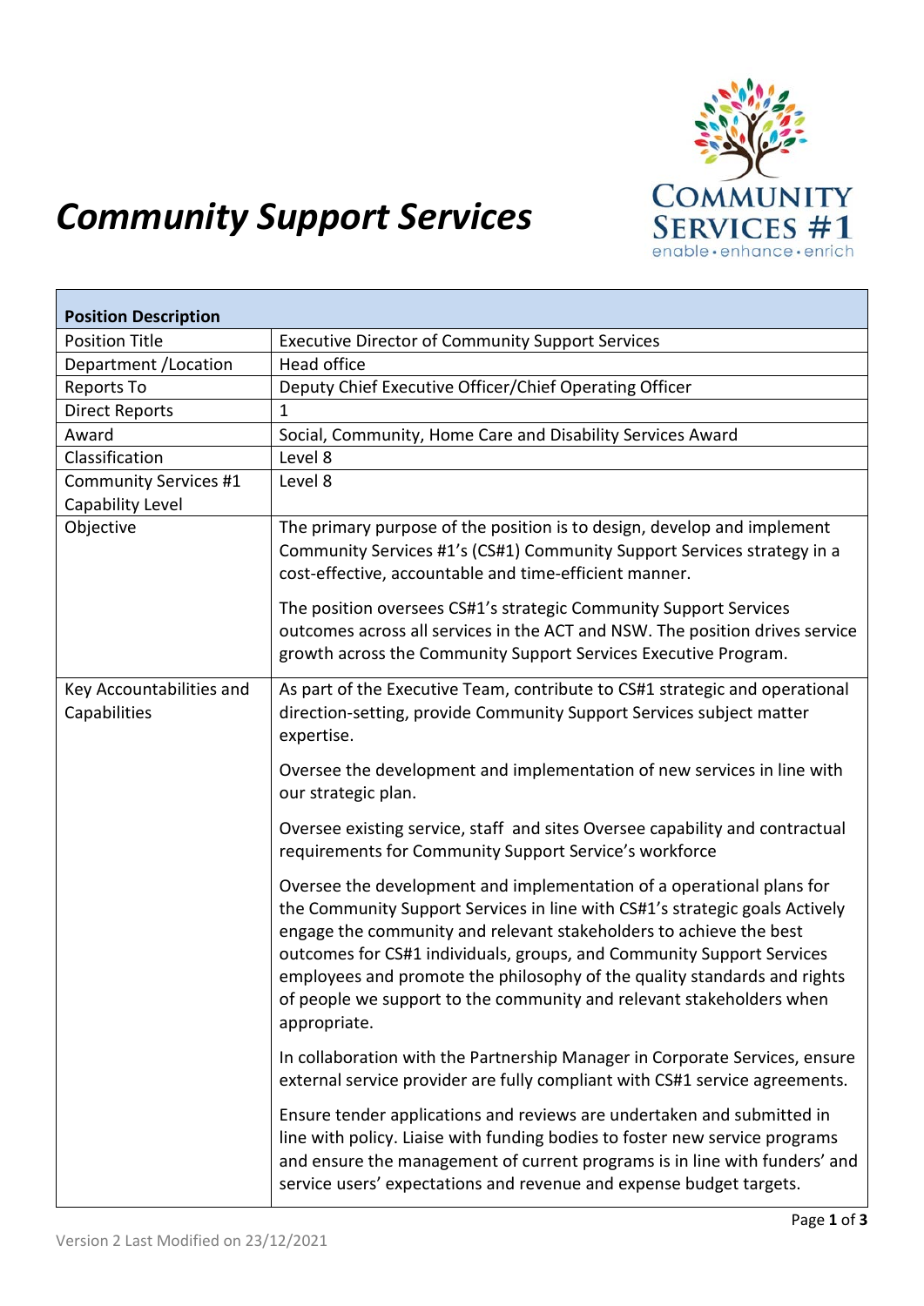# *Community Support Services*

| Position Description | |
|---|---|
| Position Title | Executive Director of Community Support Services |
| Department /Location | Head office |
| Reports To | Deputy Chief Executive Officer/Chief Operating Officer |
| Direct Reports | 1 |
| Award | Social, Community, Home Care and Disability Services Award |
| Classification | Level 8 |
| Community Services #1 Capability Level | Level 8 |
| Objective | The primary purpose of the position is to design, develop and implement Community Services #1's (CS#1) Community Support Services strategy in a cost-effective, accountable and time-efficient manner.<br><br>The position oversees CS#1's strategic Community Support Services outcomes across all services in the ACT and NSW. The position drives service growth across the Community Support Services Executive Program. |
| Key Accountabilities and Capabilities | As part of the Executive Team, contribute to CS#1 strategic and operational direction-setting, provide Community Support Services subject matter expertise.<br><br>Oversee the development and implementation of new services in line with our strategic plan.<br><br>Oversee existing service, staff and sites Oversee capability and contractual requirements for Community Support Service's workforce<br><br>Oversee the development and implementation of a operational plans for the Community Support Services in line with CS#1's strategic goals Actively engage the community and relevant stakeholders to achieve the best outcomes for CS#1 individuals, groups, and Community Support Services employees and promote the philosophy of the quality standards and rights of people we support to the community and relevant stakeholders when appropriate.<br><br>In collaboration with the Partnership Manager in Corporate Services, ensure external service provider are fully compliant with CS#1 service agreements.<br><br>Ensure tender applications and reviews are undertaken and submitted in line with policy. Liaise with funding bodies to foster new service programs and ensure the management of current programs is in line with funders' and service users' expectations and revenue and expense budget targets. |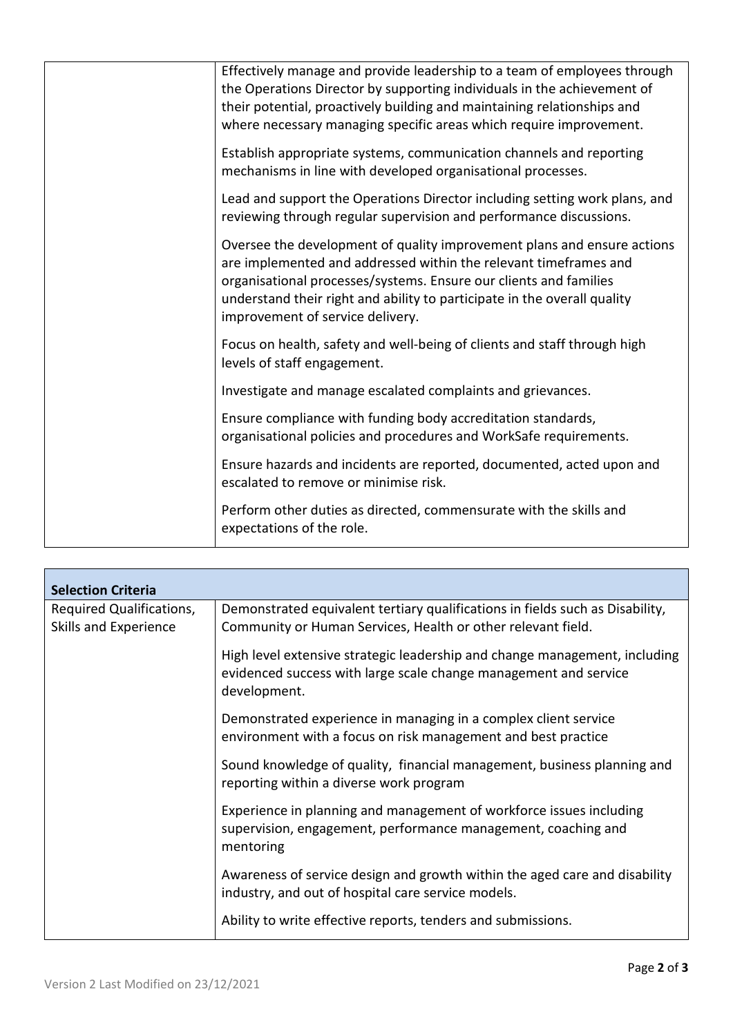| | |
|---|---|
| | Effectively manage and provide leadership to a team of employees through the Operations Director by supporting individuals in the achievement of their potential, proactively building and maintaining relationships and where necessary managing specific areas which require improvement.<br><br>Establish appropriate systems, communication channels and reporting mechanisms in line with developed organisational processes.<br><br>Lead and support the Operations Director including setting work plans, and reviewing through regular supervision and performance discussions.<br><br>Oversee the development of quality improvement plans and ensure actions are implemented and addressed within the relevant timeframes and organisational processes/systems. Ensure our clients and families understand their right and ability to participate in the overall quality improvement of service delivery.<br><br>Focus on health, safety and well-being of clients and staff through high levels of staff engagement.<br><br>Investigate and manage escalated complaints and grievances.<br><br>Ensure compliance with funding body accreditation standards, organisational policies and procedures and WorkSafe requirements.<br><br>Ensure hazards and incidents are reported, documented, acted upon and escalated to remove or minimise risk.<br><br>Perform other duties as directed, commensurate with the skills and expectations of the role. |

| **Selection Criteria** | |
|---|---|
| Required Qualifications, Skills and Experience | Demonstrated equivalent tertiary qualifications in fields such as Disability, Community or Human Services, Health or other relevant field.<br><br>High level extensive strategic leadership and change management, including evidenced success with large scale change management and service development.<br><br>Demonstrated experience in managing in a complex client service environment with a focus on risk management and best practice<br><br>Sound knowledge of quality, financial management, business planning and reporting within a diverse work program<br><br>Experience in planning and management of workforce issues including supervision, engagement, performance management, coaching and mentoring<br><br>Awareness of service design and growth within the aged care and disability industry, and out of hospital care service models.<br><br>Ability to write effective reports, tenders and submissions. |

Version 2 Last Modified on 23/12/2021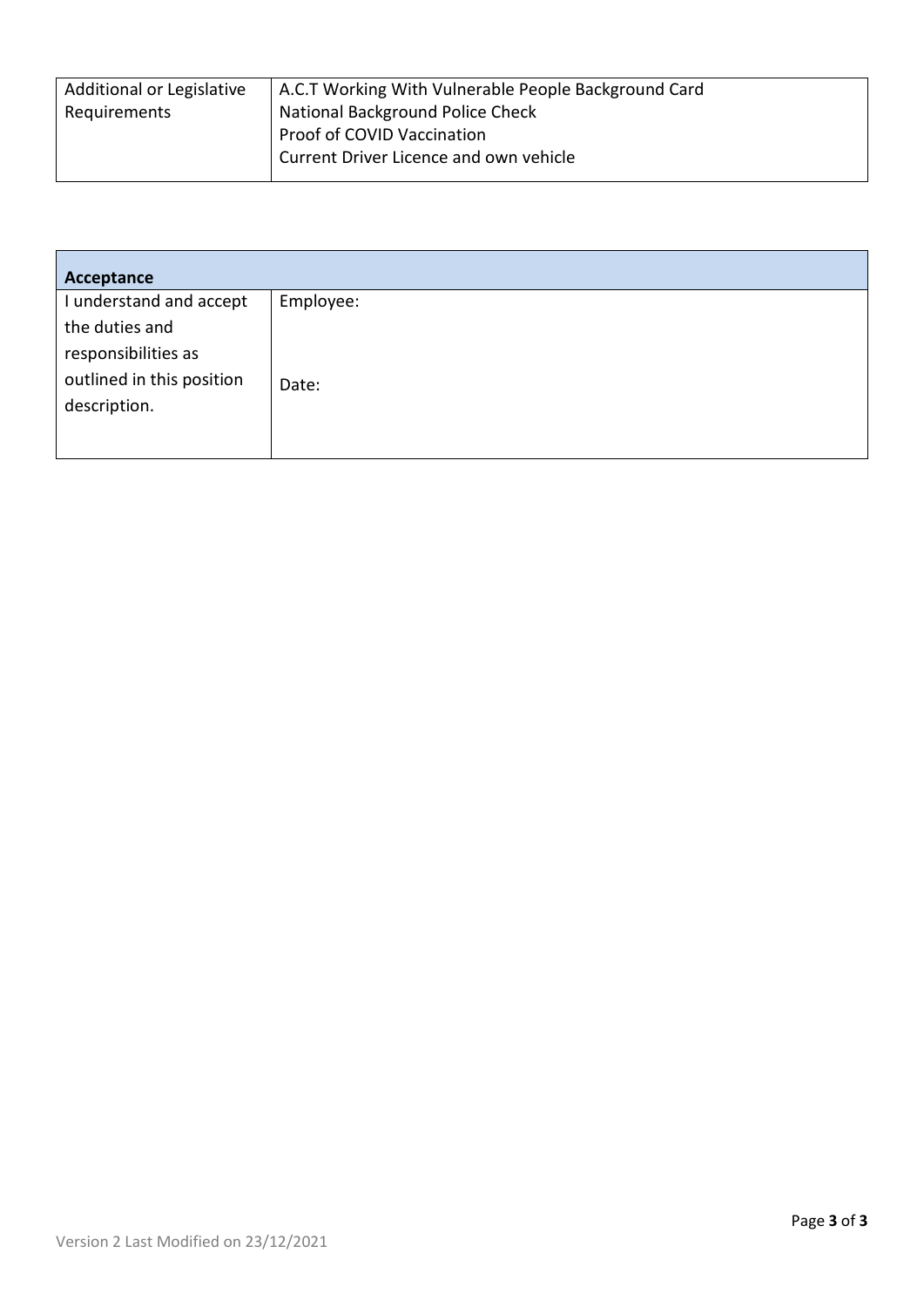| | |
|---|---|
| Additional or Legislative Requirements | A.C.T Working With Vulnerable People Background Card<br>National Background Police Check<br>Proof of COVID Vaccination<br>Current Driver Licence and own vehicle |

| Acceptance | |
|---|---|
| I understand and accept the duties and responsibilities as outlined in this position description. | Employee:<br><br>Date: |

Version 2 Last Modified on 23/12/2021